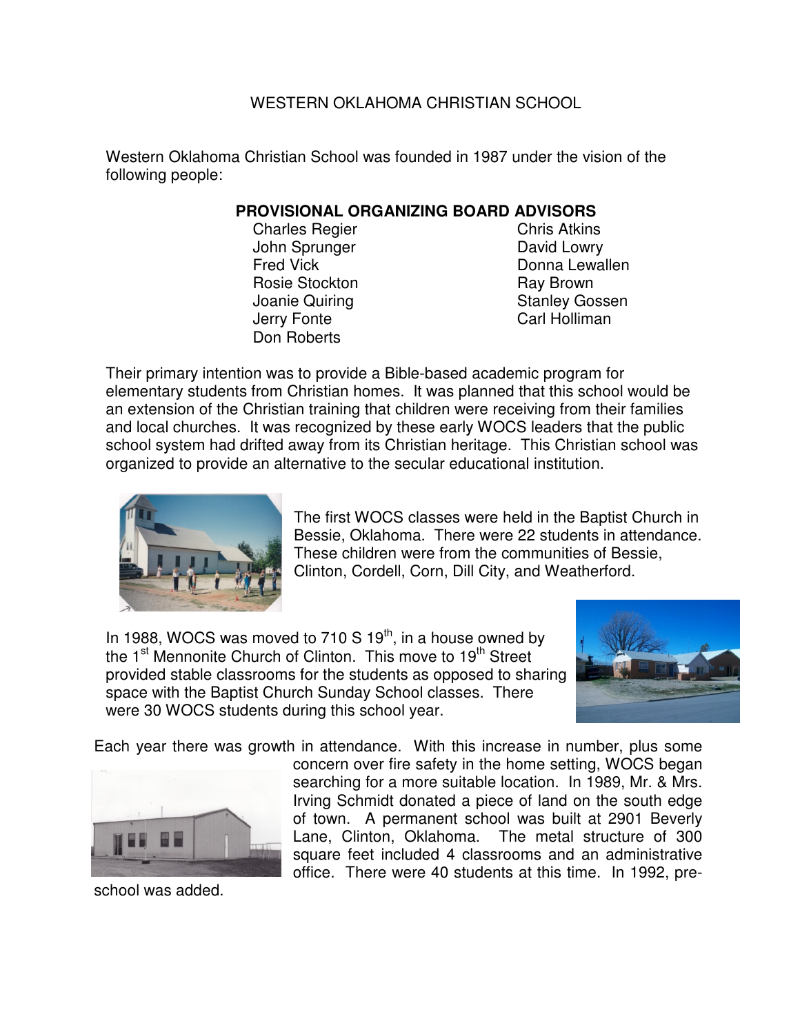# WESTERN OKLAHOMA CHRISTIAN SCHOOL

Western Oklahoma Christian School was founded in 1987 under the vision of the following people:

### PROVISIONAL ORGANIZING BOARD ADVISORS

- Charles Regier
- John Sprunger
- Fred Vick
- Rosie Stockton
- Joanie Quiring
- Jerry Fonte
- Don Roberts
- Chris Atkins
- David Lowry
- Donna Lewallen
- Ray Brown
- Stanley Gossen
- Carl Holliman

Their primary intention was to provide a Bible-based academic program for elementary students from Christian homes. It was planned that this school would be an extension of the Christian training that children were receiving from their families and local churches. It was recognized by these early WOCS leaders that the public school system had drifted away from its Christian heritage. This Christian school was organized to provide an alternative to the secular educational institution.

The first WOCS classes were held in the Baptist Church in Bessie, Oklahoma. There were 22 students in attendance. These children were from the communities of Bessie, Clinton, Cordell, Corn, Dill City, and Weatherford.

In 1988, WOCS was moved to 710 S 19th, in a house owned by the 1st Mennonite Church of Clinton. This move to 19th Street provided stable classrooms for the students as opposed to sharing space with the Baptist Church Sunday School classes. There were 30 WOCS students during this school year.

Each year there was growth in attendance. With this increase in number, plus some concern over fire safety in the home setting, WOCS began searching for a more suitable location. In 1989, Mr. & Mrs. Irving Schmidt donated a piece of land on the south edge of town. A permanent school was built at 2901 Beverly Lane, Clinton, Oklahoma. The metal structure of 300 square feet included 4 classrooms and an administrative office. There were 40 students at this time. In 1992, pre-school was added.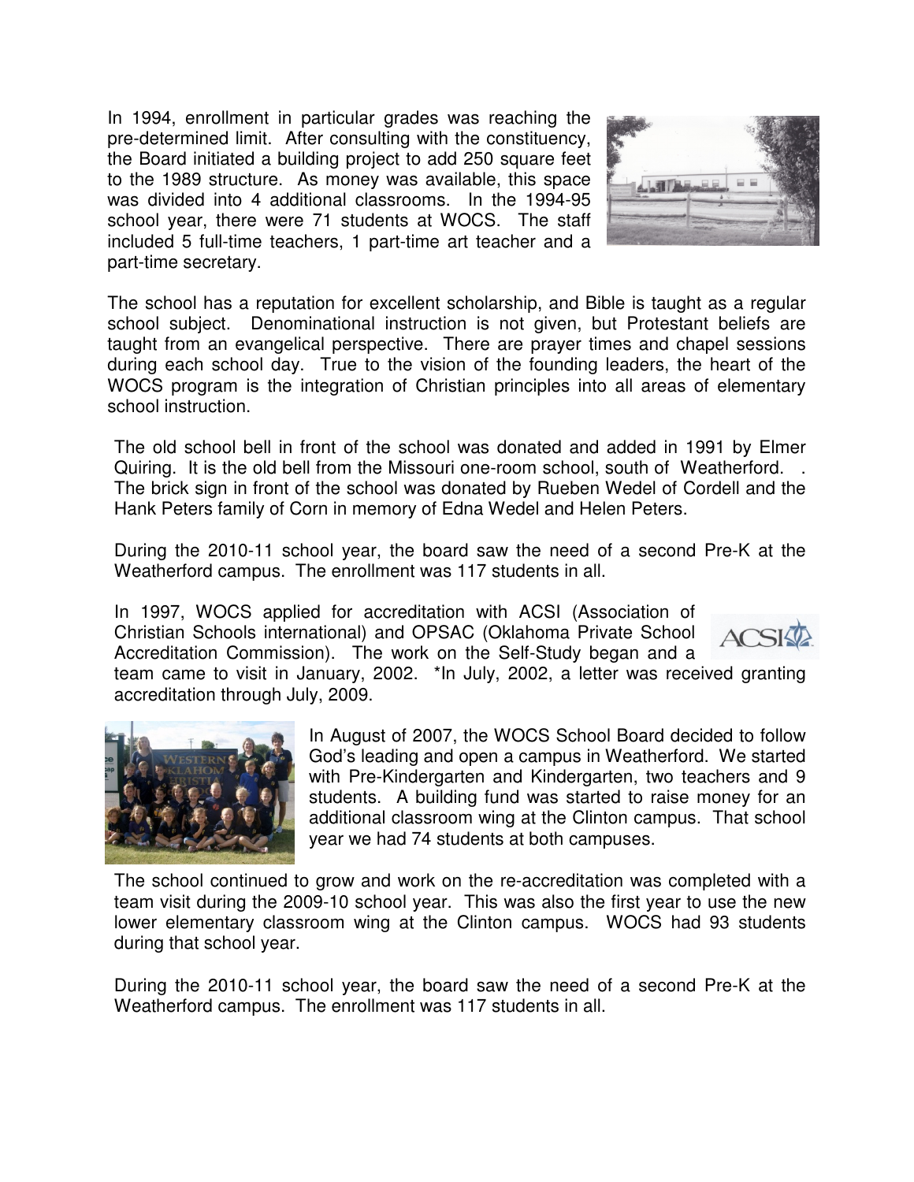In 1994, enrollment in particular grades was reaching the pre-determined limit. After consulting with the constituency, the Board initiated a building project to add 250 square feet to the 1989 structure. As money was available, this space was divided into 4 additional classrooms. In the 1994-95 school year, there were 71 students at WOCS. The staff included 5 full-time teachers, 1 part-time art teacher and a part-time secretary.

The school has a reputation for excellent scholarship, and Bible is taught as a regular school subject. Denominational instruction is not given, but Protestant beliefs are taught from an evangelical perspective. There are prayer times and chapel sessions during each school day. True to the vision of the founding leaders, the heart of the WOCS program is the integration of Christian principles into all areas of elementary school instruction.

The old school bell in front of the school was donated and added in 1991 by Elmer Quiring. It is the old bell from the Missouri one-room school, south of Weatherford. . The brick sign in front of the school was donated by Rueben Wedel of Cordell and the Hank Peters family of Corn in memory of Edna Wedel and Helen Peters.

During the 2010-11 school year, the board saw the need of a second Pre-K at the Weatherford campus. The enrollment was 117 students in all.

In 1997, WOCS applied for accreditation with ACSI (Association of Christian Schools international) and OPSAC (Oklahoma Private School Accreditation Commission). The work on the Self-Study began and a team came to visit in January, 2002. *In July, 2002, a letter was received granting accreditation through July, 2009.

In August of 2007, the WOCS School Board decided to follow God's leading and open a campus in Weatherford. We started with Pre-Kindergarten and Kindergarten, two teachers and 9 students. A building fund was started to raise money for an additional classroom wing at the Clinton campus. That school year we had 74 students at both campuses.

The school continued to grow and work on the re-accreditation was completed with a team visit during the 2009-10 school year. This was also the first year to use the new lower elementary classroom wing at the Clinton campus. WOCS had 93 students during that school year.

During the 2010-11 school year, the board saw the need of a second Pre-K at the Weatherford campus. The enrollment was 117 students in all.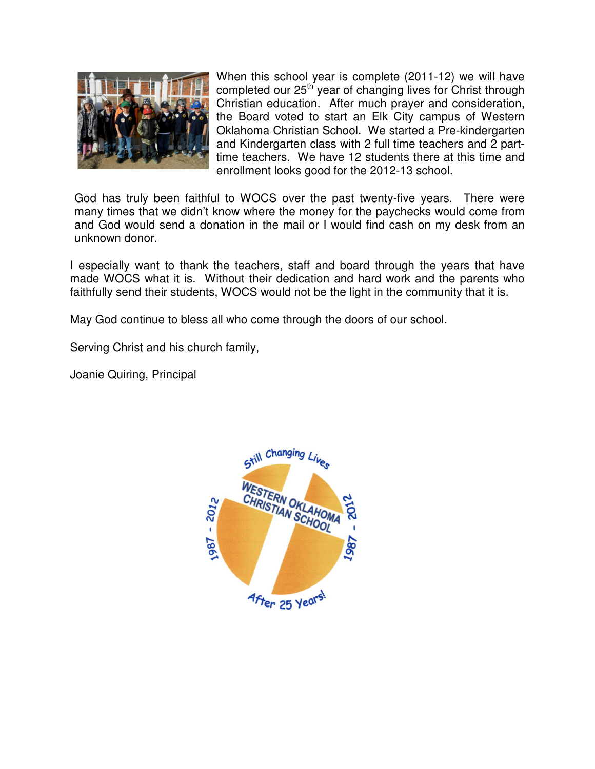When this school year is complete (2011-12) we will have completed our 25th year of changing lives for Christ through Christian education. After much prayer and consideration, the Board voted to start an Elk City campus of Western Oklahoma Christian School. We started a Pre-kindergarten and Kindergarten class with 2 full time teachers and 2 part-time teachers. We have 12 students there at this time and enrollment looks good for the 2012-13 school.

God has truly been faithful to WOCS over the past twenty-five years. There were many times that we didn't know where the money for the paychecks would come from and God would send a donation in the mail or I would find cash on my desk from an unknown donor.

I especially want to thank the teachers, staff and board through the years that have made WOCS what it is. Without their dedication and hard work and the parents who faithfully send their students, WOCS would not be the light in the community that it is.

May God continue to bless all who come through the doors of our school.

Serving Christ and his church family,

Joanie Quiring, Principal

Still Changing Lives

WESTERN OKLAHOMA CHRISTIAN SCHOOL

1987 - 2012

After 25 Years!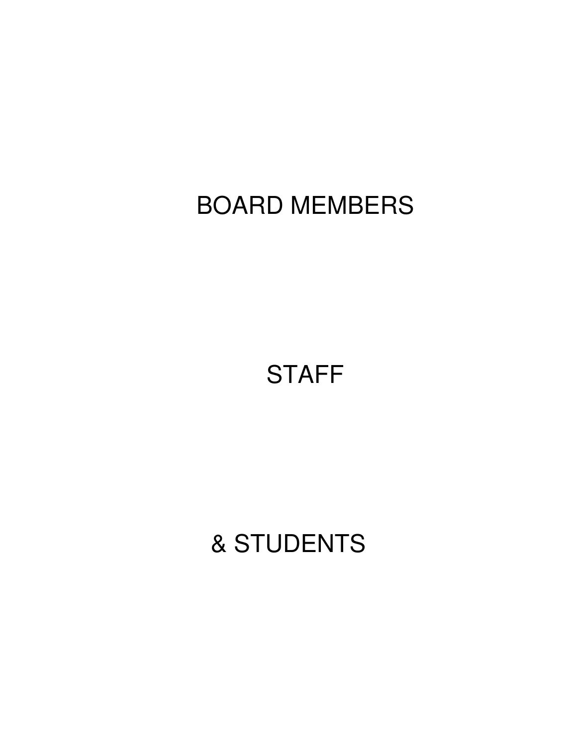BOARD MEMBERS

STAFF

& STUDENTS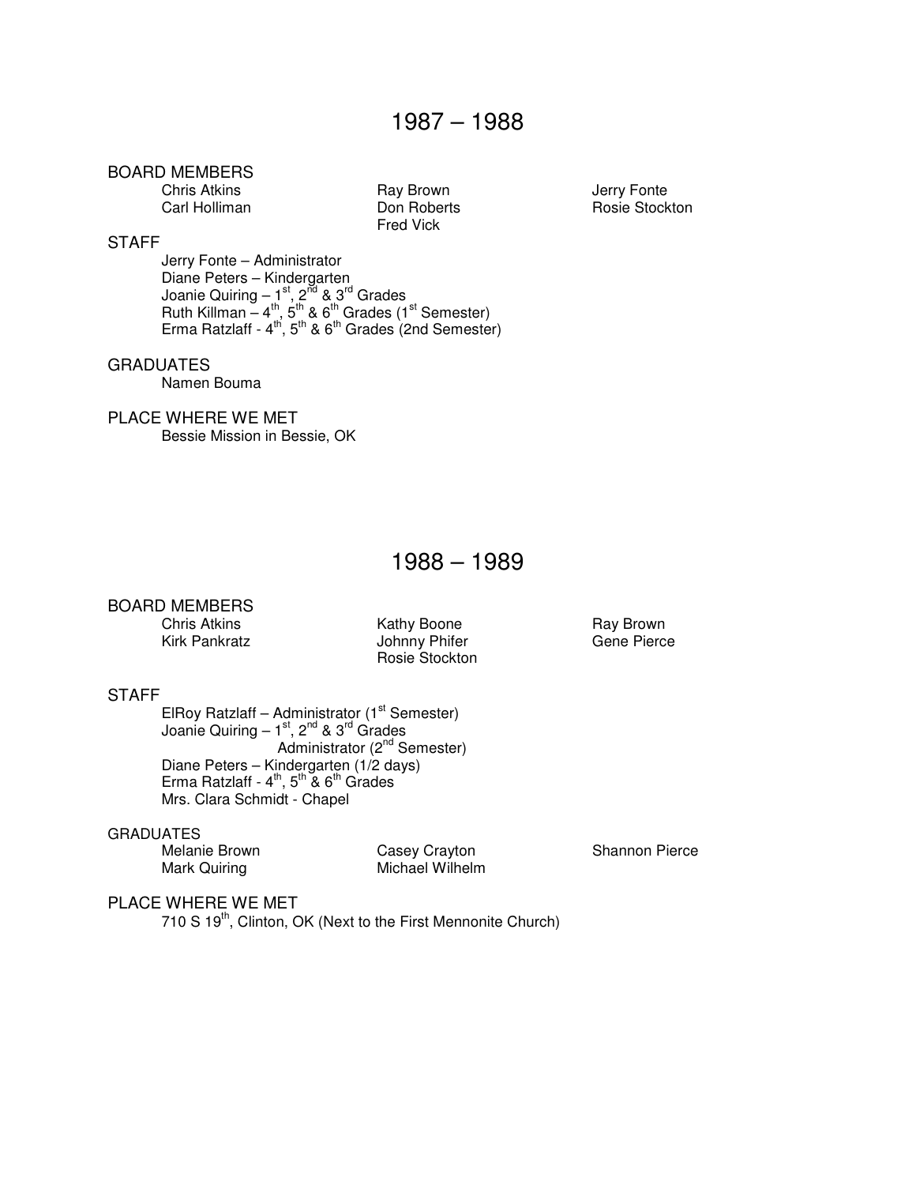# 1987 – 1988

## BOARD MEMBERS

- Chris Atkins
- Ray Brown
- Jerry Fonte
- Carl Holliman
- Don Roberts
- Rosie Stockton
- Fred Vick

## STAFF

- Jerry Fonte – Administrator
- Diane Peters – Kindergarten
- Joanie Quiring – 1st, 2nd & 3rd Grades
- Ruth Killman – 4th, 5th & 6th Grades (1st Semester)
- Erma Ratzlaff - 4th, 5th & 6th Grades (2nd Semester)

## GRADUATES

- Namen Bouma

## PLACE WHERE WE MET

Bessie Mission in Bessie, OK

# 1988 – 1989

## BOARD MEMBERS

- Chris Atkins
- Kathy Boone
- Ray Brown
- Kirk Pankratz
- Johnny Phifer
- Gene Pierce
- Rosie Stockton

## STAFF

- ElRoy Ratzlaff – Administrator (1st Semester)
- Joanie Quiring – 1st, 2nd & 3rd Grades
  Administrator (2nd Semester)
- Diane Peters – Kindergarten (1/2 days)
- Erma Ratzlaff - 4th, 5th & 6th Grades
- Mrs. Clara Schmidt - Chapel

## GRADUATES

- Melanie Brown
- Casey Crayton
- Shannon Pierce
- Mark Quiring
- Michael Wilhelm

## PLACE WHERE WE MET

710 S 19th, Clinton, OK (Next to the First Mennonite Church)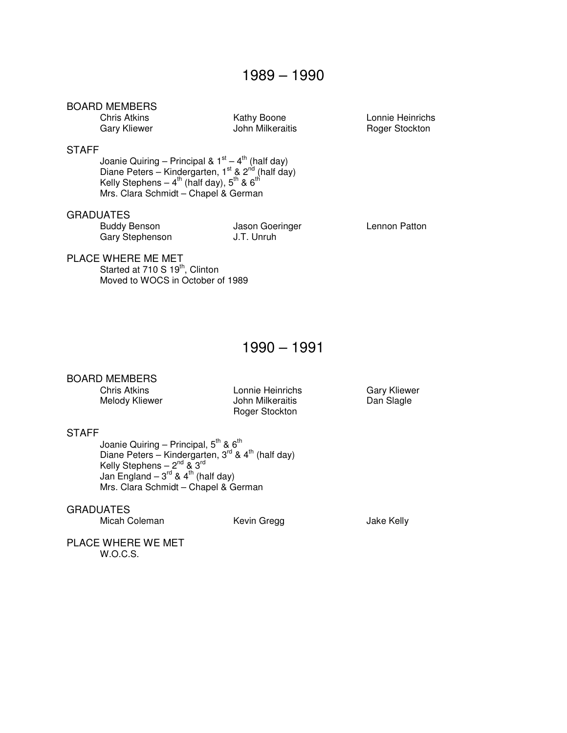# 1989 – 1990

## BOARD MEMBERS

| | | |
|---|---|---|
| Chris Atkins | Kathy Boone | Lonnie Heinrichs |
| Gary Kliewer | John Milkeraitis | Roger Stockton |

## STAFF

Joanie Quiring – Principal & 1st – 4th (half day)
Diane Peters – Kindergarten, 1st & 2nd (half day)
Kelly Stephens – 4th (half day), 5th & 6th
Mrs. Clara Schmidt – Chapel & German

## GRADUATES

| | | |
|---|---|---|
| Buddy Benson | Jason Goeringer | Lennon Patton |
| Gary Stephenson | J.T. Unruh | |

## PLACE WHERE ME MET

Started at 710 S 19th, Clinton
Moved to WOCS in October of 1989

# 1990 – 1991

## BOARD MEMBERS

| | | |
|---|---|---|
| Chris Atkins | Lonnie Heinrichs | Gary Kliewer |
| Melody Kliewer | John Milkeraitis | Dan Slagle |
| | Roger Stockton | |

## STAFF

Joanie Quiring – Principal, 5th & 6th
Diane Peters – Kindergarten, 3rd & 4th (half day)
Kelly Stephens – 2nd & 3rd
Jan England – 3rd & 4th (half day)
Mrs. Clara Schmidt – Chapel & German

## GRADUATES

| | | |
|---|---|---|
| Micah Coleman | Kevin Gregg | Jake Kelly |

## PLACE WHERE WE MET

W.O.C.S.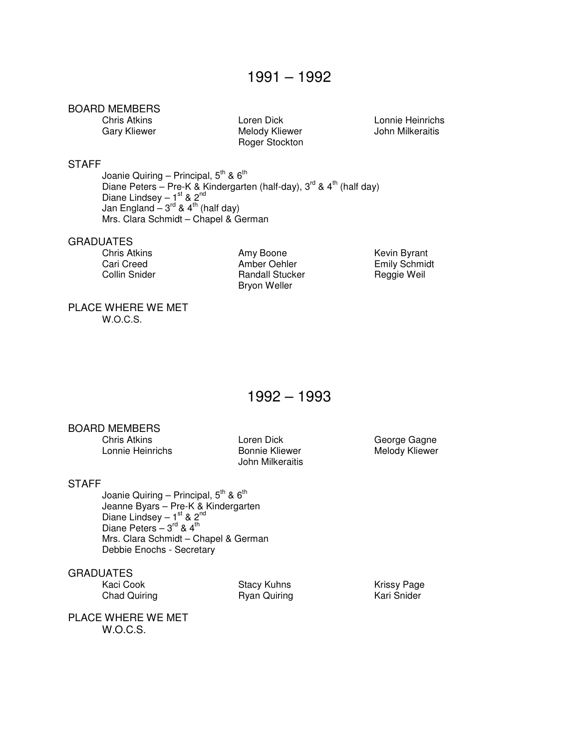# 1991 – 1992

## BOARD MEMBERS

Chris Atkins
Loren Dick
Lonnie Heinrichs
Gary Kliewer
Melody Kliewer
John Milkeraitis
Roger Stockton

## STAFF

Joanie Quiring – Principal, $5^{th}$ & $6^{th}$
Diane Peters – Pre-K & Kindergarten (half-day), $3^{rd}$ & $4^{th}$ (half day)
Diane Lindsey – $1^{st}$ & $2^{nd}$
Jan England – $3^{rd}$ & $4^{th}$ (half day)
Mrs. Clara Schmidt – Chapel & German

## GRADUATES

Chris Atkins
Amy Boone
Kevin Byrant
Cari Creed
Amber Oehler
Emily Schmidt
Collin Snider
Randall Stucker
Reggie Weil
Bryon Weller

## PLACE WHERE WE MET

W.O.C.S.

# 1992 – 1993

## BOARD MEMBERS

Chris Atkins
Loren Dick
George Gagne
Lonnie Heinrichs
Bonnie Kliewer
Melody Kliewer
John Milkeraitis

## STAFF

Joanie Quiring – Principal, $5^{th}$ & $6^{th}$
Jeanne Byars – Pre-K & Kindergarten
Diane Lindsey – $1^{st}$ & $2^{nd}$
Diane Peters – $3^{rd}$ & $4^{th}$
Mrs. Clara Schmidt – Chapel & German
Debbie Enochs - Secretary

## GRADUATES

Kaci Cook
Stacy Kuhns
Krissy Page
Chad Quiring
Ryan Quiring
Kari Snider

## PLACE WHERE WE MET

W.O.C.S.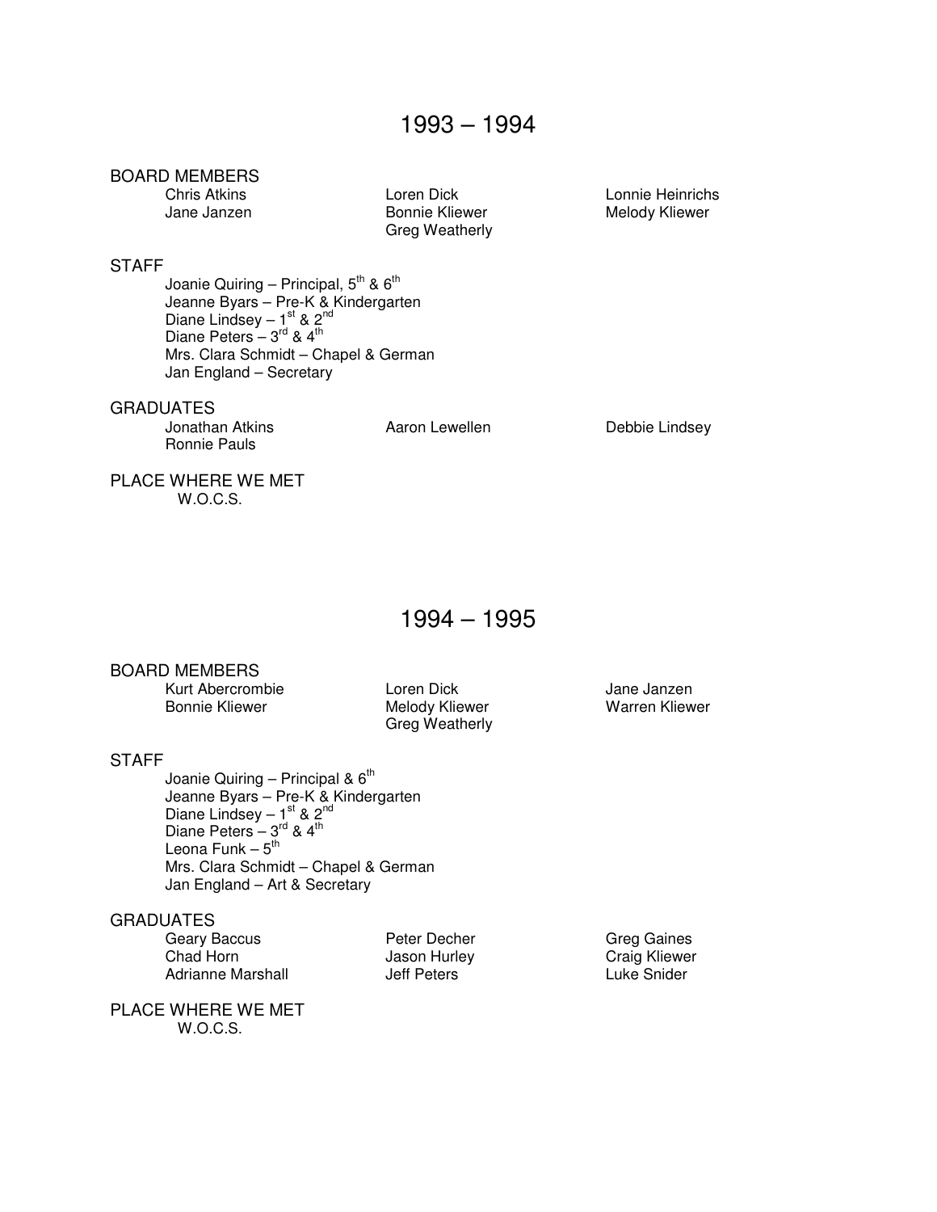# 1993 – 1994

## BOARD MEMBERS

Chris Atkins
Loren Dick
Lonnie Heinrichs
Jane Janzen
Bonnie Kliewer
Melody Kliewer
Greg Weatherly

## STAFF

Joanie Quiring – Principal, 5th & 6th
Jeanne Byars – Pre-K & Kindergarten
Diane Lindsey – 1st & 2nd
Diane Peters – 3rd & 4th
Mrs. Clara Schmidt – Chapel & German
Jan England – Secretary

## GRADUATES

Jonathan Atkins
Aaron Lewellen
Debbie Lindsey
Ronnie Pauls

## PLACE WHERE WE MET

W.O.C.S.

# 1994 – 1995

## BOARD MEMBERS

Kurt Abercrombie
Loren Dick
Jane Janzen
Bonnie Kliewer
Melody Kliewer
Warren Kliewer
Greg Weatherly

## STAFF

Joanie Quiring – Principal & 6th
Jeanne Byars – Pre-K & Kindergarten
Diane Lindsey – 1st & 2nd
Diane Peters – 3rd & 4th
Leona Funk – 5th
Mrs. Clara Schmidt – Chapel & German
Jan England – Art & Secretary

## GRADUATES

Geary Baccus
Peter Decher
Greg Gaines
Chad Horn
Jason Hurley
Craig Kliewer
Adrianne Marshall
Jeff Peters
Luke Snider

## PLACE WHERE WE MET

W.O.C.S.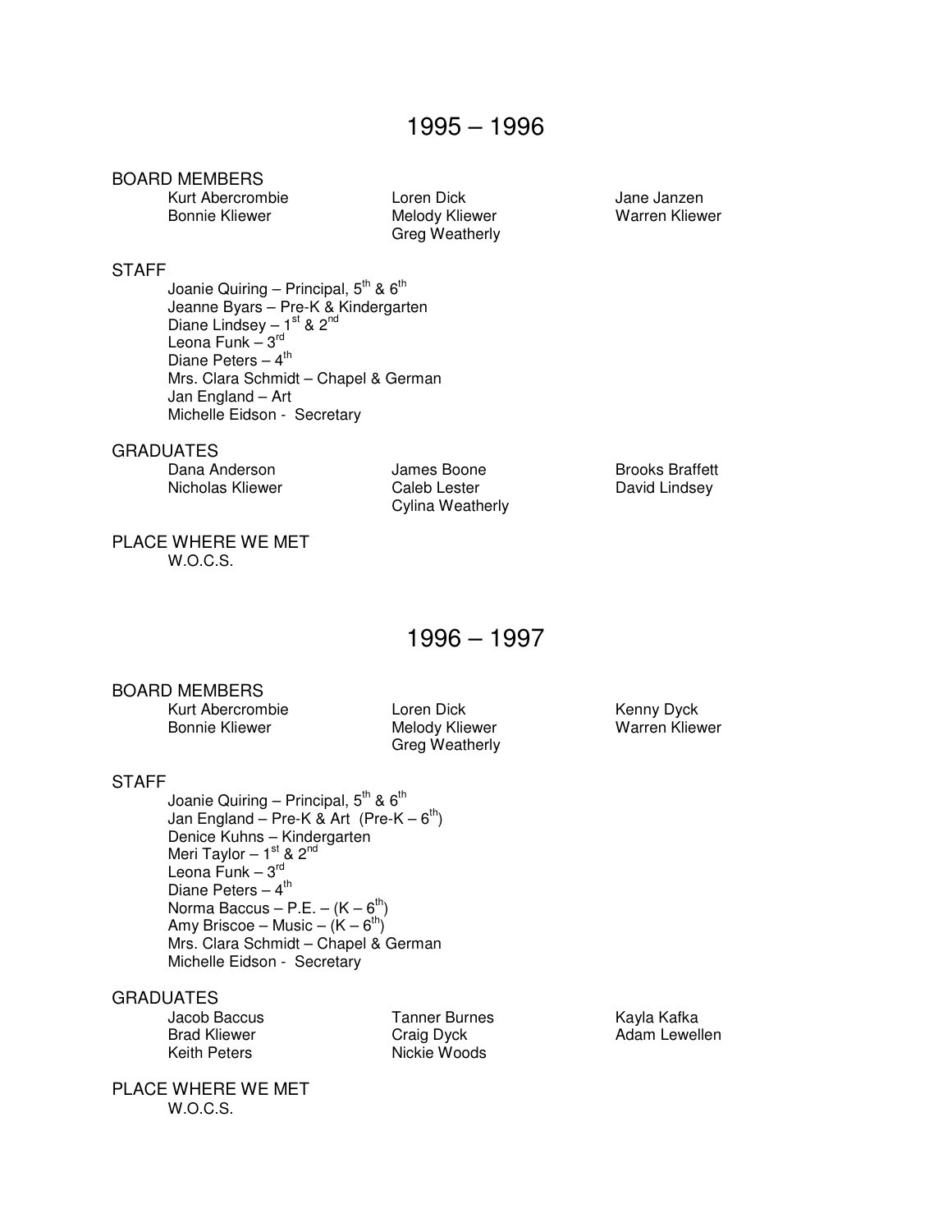# 1995 – 1996

## BOARD MEMBERS

Kurt Abercrombie
Loren Dick
Jane Janzen
Bonnie Kliewer
Melody Kliewer
Warren Kliewer
Greg Weatherly

## STAFF

Joanie Quiring – Principal, 5th & 6th
Jeanne Byars – Pre-K & Kindergarten
Diane Lindsey – 1st & 2nd
Leona Funk – 3rd
Diane Peters – 4th
Mrs. Clara Schmidt – Chapel & German
Jan England – Art
Michelle Eidson - Secretary

## GRADUATES

Dana Anderson
James Boone
Brooks Braffett
Nicholas Kliewer
Caleb Lester
David Lindsey
Cylina Weatherly

## PLACE WHERE WE MET

W.O.C.S.

# 1996 – 1997

## BOARD MEMBERS

Kurt Abercrombie
Loren Dick
Kenny Dyck
Bonnie Kliewer
Melody Kliewer
Warren Kliewer
Greg Weatherly

## STAFF

Joanie Quiring – Principal, 5th & 6th
Jan England – Pre-K & Art (Pre-K – 6th)
Denice Kuhns – Kindergarten
Meri Taylor – 1st & 2nd
Leona Funk – 3rd
Diane Peters – 4th
Norma Baccus – P.E. – (K – 6th)
Amy Briscoe – Music – (K – 6th)
Mrs. Clara Schmidt – Chapel & German
Michelle Eidson - Secretary

## GRADUATES

Jacob Baccus
Tanner Burnes
Kayla Kafka
Brad Kliewer
Craig Dyck
Adam Lewellen
Keith Peters
Nickie Woods

## PLACE WHERE WE MET

W.O.C.S.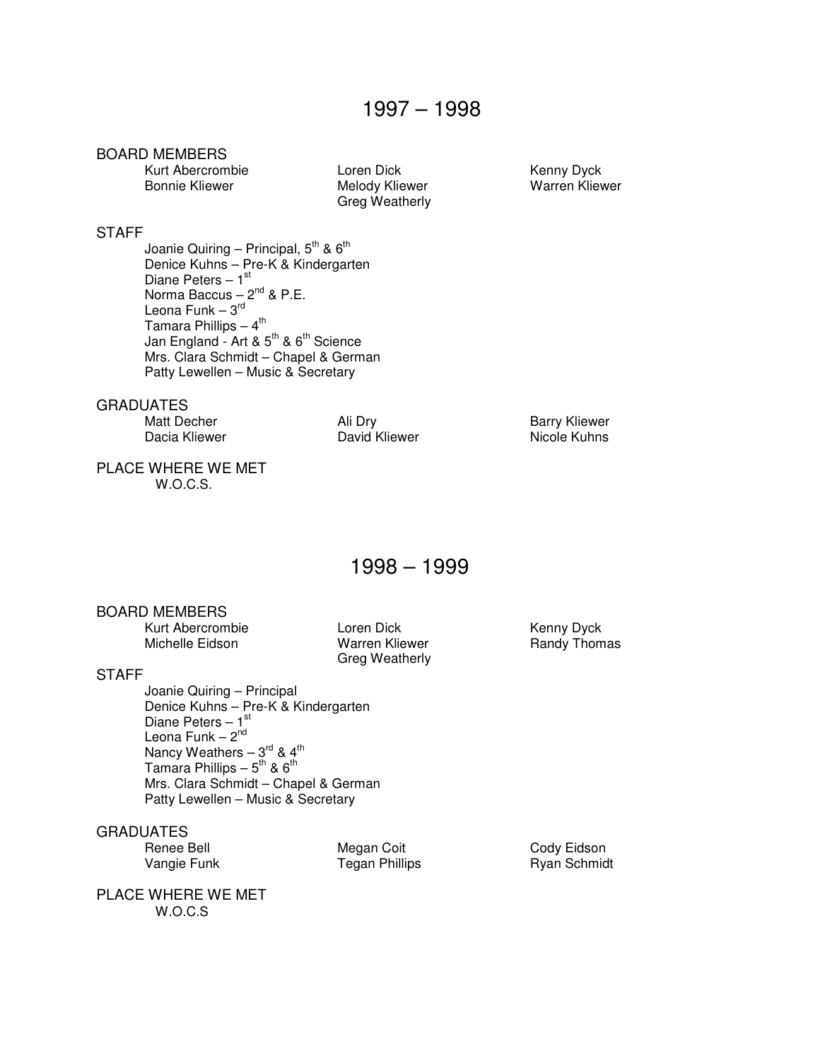## 1997 – 1998

BOARD MEMBERS

Kurt Abercrombie
Loren Dick
Kenny Dyck
Bonnie Kliewer
Melody Kliewer
Warren Kliewer
Greg Weatherly

STAFF

Joanie Quiring – Principal, 5th & 6th
Denice Kuhns – Pre-K & Kindergarten
Diane Peters – 1st
Norma Baccus – 2nd & P.E.
Leona Funk – 3rd
Tamara Phillips – 4th
Jan England - Art & 5th & 6th Science
Mrs. Clara Schmidt – Chapel & German
Patty Lewellen – Music & Secretary

GRADUATES

Matt Decher
Ali Dry
Barry Kliewer
Dacia Kliewer
David Kliewer
Nicole Kuhns

PLACE WHERE WE MET

W.O.C.S.

## 1998 – 1999

BOARD MEMBERS

Kurt Abercrombie
Loren Dick
Kenny Dyck
Michelle Eidson
Warren Kliewer
Randy Thomas
Greg Weatherly

STAFF

Joanie Quiring – Principal
Denice Kuhns – Pre-K & Kindergarten
Diane Peters – 1st
Leona Funk – 2nd
Nancy Weathers – 3rd & 4th
Tamara Phillips – 5th & 6th
Mrs. Clara Schmidt – Chapel & German
Patty Lewellen – Music & Secretary

GRADUATES

Renee Bell
Megan Coit
Cody Eidson
Vangie Funk
Tegan Phillips
Ryan Schmidt

PLACE WHERE WE MET

W.O.C.S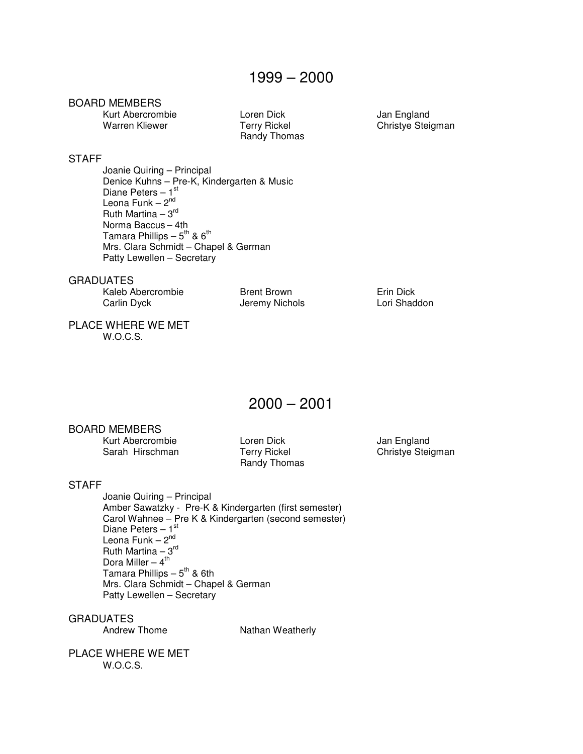# 1999 – 2000

## BOARD MEMBERS

Kurt Abercrombie
Loren Dick
Jan England
Warren Kliewer
Terry Rickel
Christye Steigman
Randy Thomas

## STAFF

Joanie Quiring – Principal
Denice Kuhns – Pre-K, Kindergarten & Music
Diane Peters – 1st
Leona Funk – 2nd
Ruth Martina – 3rd
Norma Baccus – 4th
Tamara Phillips – 5th & 6th
Mrs. Clara Schmidt – Chapel & German
Patty Lewellen – Secretary

## GRADUATES

Kaleb Abercrombie
Brent Brown
Erin Dick
Carlin Dyck
Jeremy Nichols
Lori Shaddon

## PLACE WHERE WE MET

W.O.C.S.

# 2000 – 2001

## BOARD MEMBERS

Kurt Abercrombie
Loren Dick
Jan England
Sarah Hirschman
Terry Rickel
Christye Steigman
Randy Thomas

## STAFF

Joanie Quiring – Principal
Amber Sawatzky - Pre-K & Kindergarten (first semester)
Carol Wahnee – Pre K & Kindergarten (second semester)
Diane Peters – 1st
Leona Funk – 2nd
Ruth Martina – 3rd
Dora Miller – 4th
Tamara Phillips – 5th & 6th
Mrs. Clara Schmidt – Chapel & German
Patty Lewellen – Secretary

## GRADUATES

Andrew Thome
Nathan Weatherly

## PLACE WHERE WE MET

W.O.C.S.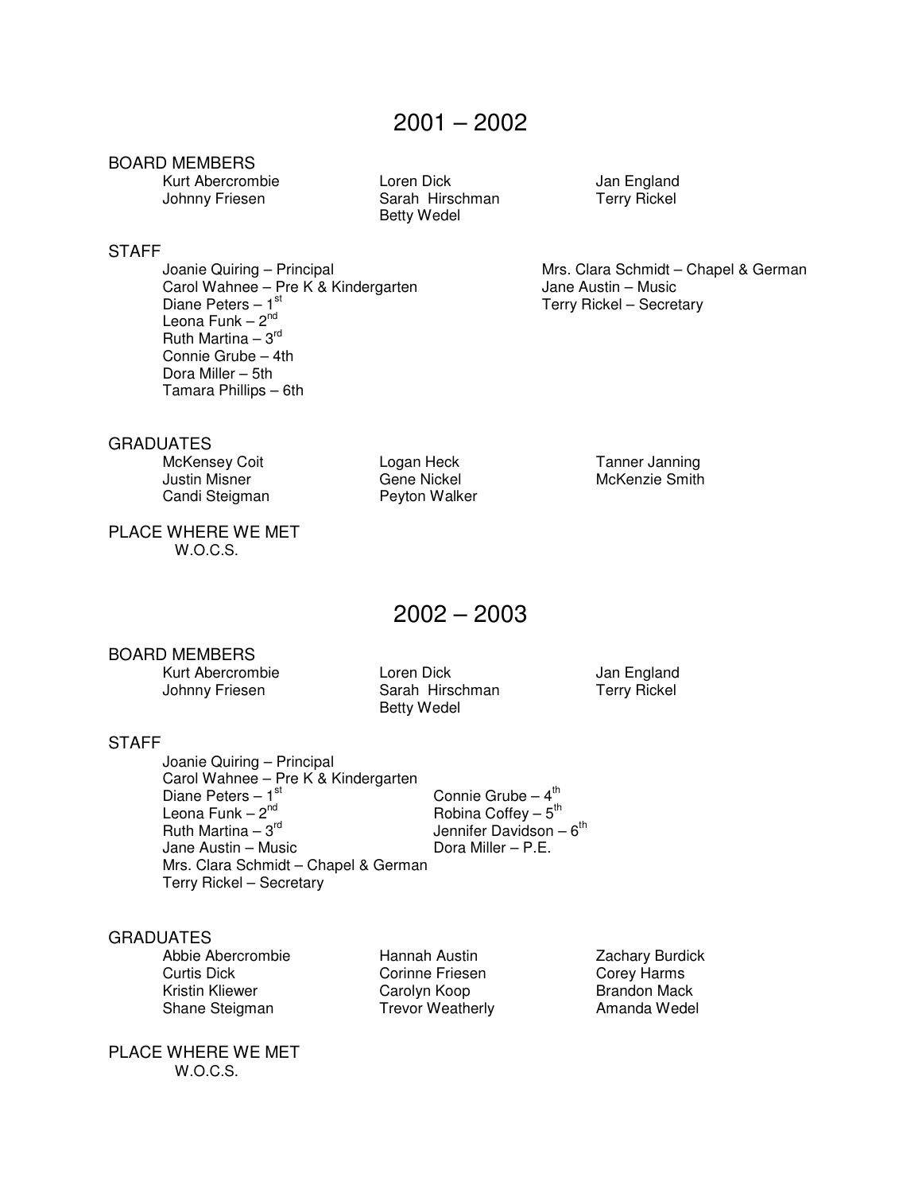## 2001 – 2002

### BOARD MEMBERS

Kurt Abercrombie
Loren Dick
Jan England
Johnny Friesen
Sarah Hirschman
Terry Rickel
Betty Wedel

### STAFF

Joanie Quiring – Principal
Carol Wahnee – Pre K & Kindergarten
Diane Peters – 1st
Leona Funk – 2nd
Ruth Martina – 3rd
Connie Grube – 4th
Dora Miller – 5th
Tamara Phillips – 6th
Mrs. Clara Schmidt – Chapel & German
Jane Austin – Music
Terry Rickel – Secretary

### GRADUATES

McKensey Coit
Logan Heck
Tanner Janning
Justin Misner
Gene Nickel
McKenzie Smith
Candi Steigman
Peyton Walker

### PLACE WHERE WE MET

W.O.C.S.

## 2002 – 2003

### BOARD MEMBERS

Kurt Abercrombie
Loren Dick
Jan England
Johnny Friesen
Sarah Hirschman
Terry Rickel
Betty Wedel

### STAFF

Joanie Quiring – Principal
Carol Wahnee – Pre K & Kindergarten
Diane Peters – 1st
Leona Funk – 2nd
Ruth Martina – 3rd
Jane Austin – Music
Mrs. Clara Schmidt – Chapel & German
Terry Rickel – Secretary
Connie Grube – 4th
Robina Coffey – 5th
Jennifer Davidson – 6th
Dora Miller – P.E.

### GRADUATES

Abbie Abercrombie
Hannah Austin
Zachary Burdick
Curtis Dick
Corinne Friesen
Corey Harms
Kristin Kliewer
Carolyn Koop
Brandon Mack
Shane Steigman
Trevor Weatherly
Amanda Wedel

### PLACE WHERE WE MET

W.O.C.S.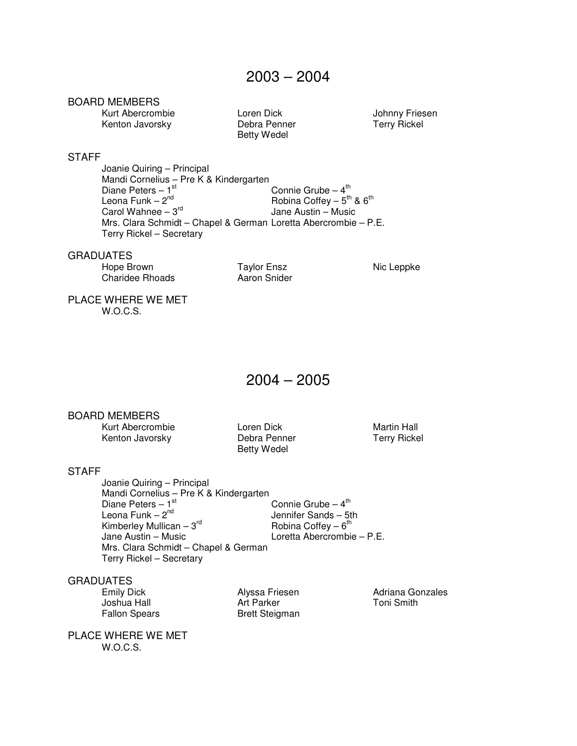# 2003 – 2004

## BOARD MEMBERS

- Kurt Abercrombie
- Loren Dick
- Johnny Friesen
- Kenton Javorsky
- Debra Penner
- Terry Rickel
- Betty Wedel

## STAFF

- Joanie Quiring – Principal
- Mandi Cornelius – Pre K & Kindergarten
- Diane Peters – 1st
- Connie Grube – 4th
- Leona Funk – 2nd
- Robina Coffey – 5th & 6th
- Carol Wahnee – 3rd
- Jane Austin – Music
- Mrs. Clara Schmidt – Chapel & German
- Loretta Abercrombie – P.E.
- Terry Rickel – Secretary

## GRADUATES

- Hope Brown
- Taylor Ensz
- Nic Leppke
- Charidee Rhoads
- Aaron Snider

## PLACE WHERE WE MET

W.O.C.S.

# 2004 – 2005

## BOARD MEMBERS

- Kurt Abercrombie
- Loren Dick
- Martin Hall
- Kenton Javorsky
- Debra Penner
- Terry Rickel
- Betty Wedel

## STAFF

- Joanie Quiring – Principal
- Mandi Cornelius – Pre K & Kindergarten
- Diane Peters – 1st
- Connie Grube – 4th
- Leona Funk – 2nd
- Jennifer Sands – 5th
- Kimberley Mullican – 3rd
- Robina Coffey – 6th
- Jane Austin – Music
- Loretta Abercrombie – P.E.
- Mrs. Clara Schmidt – Chapel & German
- Terry Rickel – Secretary

## GRADUATES

- Emily Dick
- Alyssa Friesen
- Adriana Gonzales
- Joshua Hall
- Art Parker
- Toni Smith
- Fallon Spears
- Brett Steigman

## PLACE WHERE WE MET

W.O.C.S.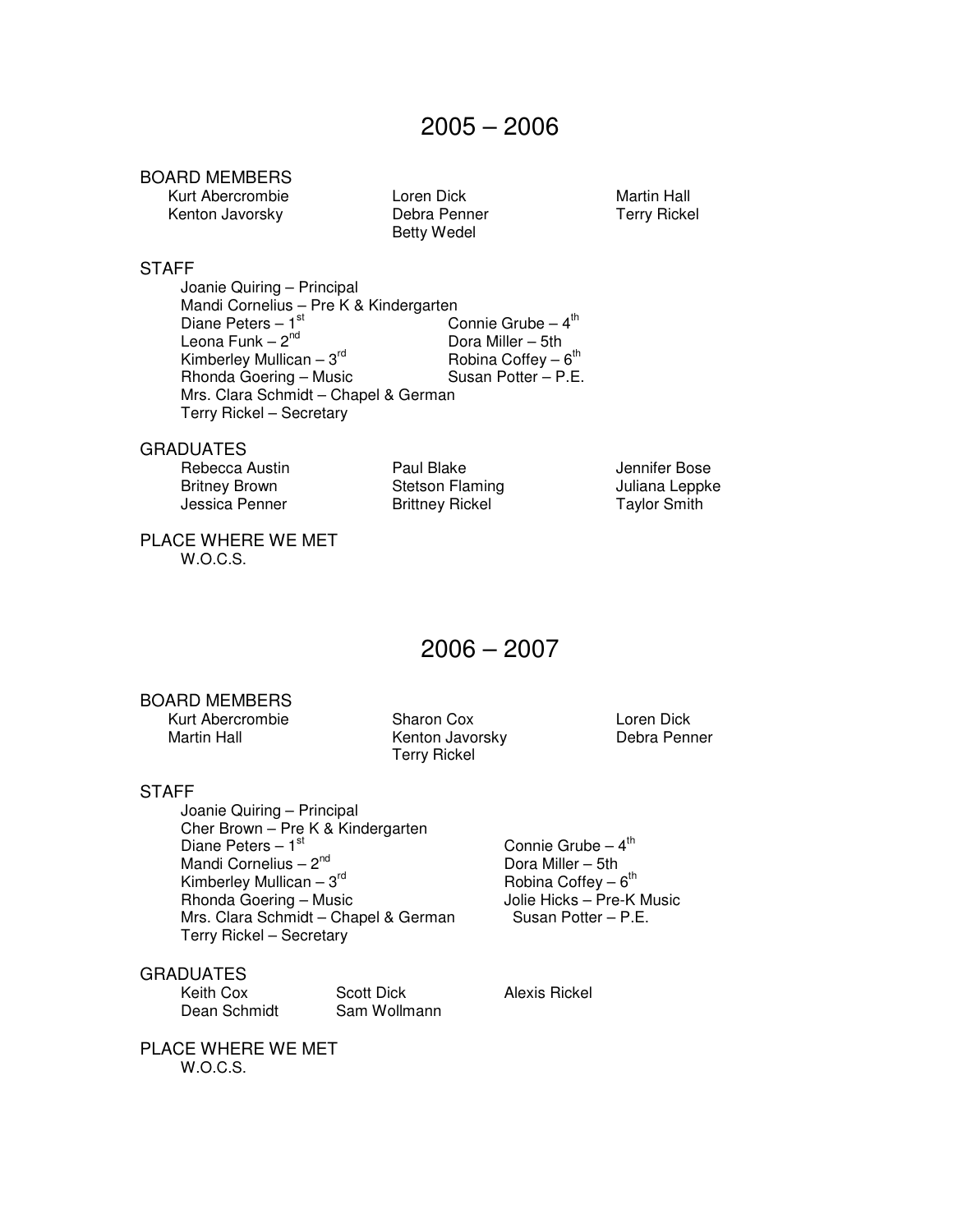# 2005 – 2006

## BOARD MEMBERS

Kurt Abercrombie
Loren Dick
Martin Hall
Kenton Javorsky
Debra Penner
Terry Rickel
Betty Wedel

## STAFF

Joanie Quiring – Principal
Mandi Cornelius – Pre K & Kindergarten
Diane Peters – 1st
Leona Funk – 2nd
Kimberley Mullican – 3rd
Connie Grube – 4th
Dora Miller – 5th
Robina Coffey – 6th
Rhonda Goering – Music
Susan Potter – P.E.
Mrs. Clara Schmidt – Chapel & German
Terry Rickel – Secretary

## GRADUATES

Rebecca Austin
Paul Blake
Jennifer Bose
Britney Brown
Stetson Flaming
Juliana Leppke
Jessica Penner
Brittney Rickel
Taylor Smith

## PLACE WHERE WE MET

W.O.C.S.

# 2006 – 2007

## BOARD MEMBERS

Kurt Abercrombie
Sharon Cox
Loren Dick
Martin Hall
Kenton Javorsky
Debra Penner
Terry Rickel

## STAFF

Joanie Quiring – Principal
Cher Brown – Pre K & Kindergarten
Diane Peters – 1st
Mandi Cornelius – 2nd
Kimberley Mullican – 3rd
Connie Grube – 4th
Dora Miller – 5th
Robina Coffey – 6th
Rhonda Goering – Music
Jolie Hicks – Pre-K Music
Mrs. Clara Schmidt – Chapel & German
Susan Potter – P.E.
Terry Rickel – Secretary

## GRADUATES

Keith Cox
Scott Dick
Alexis Rickel
Dean Schmidt
Sam Wollmann

## PLACE WHERE WE MET

W.O.C.S.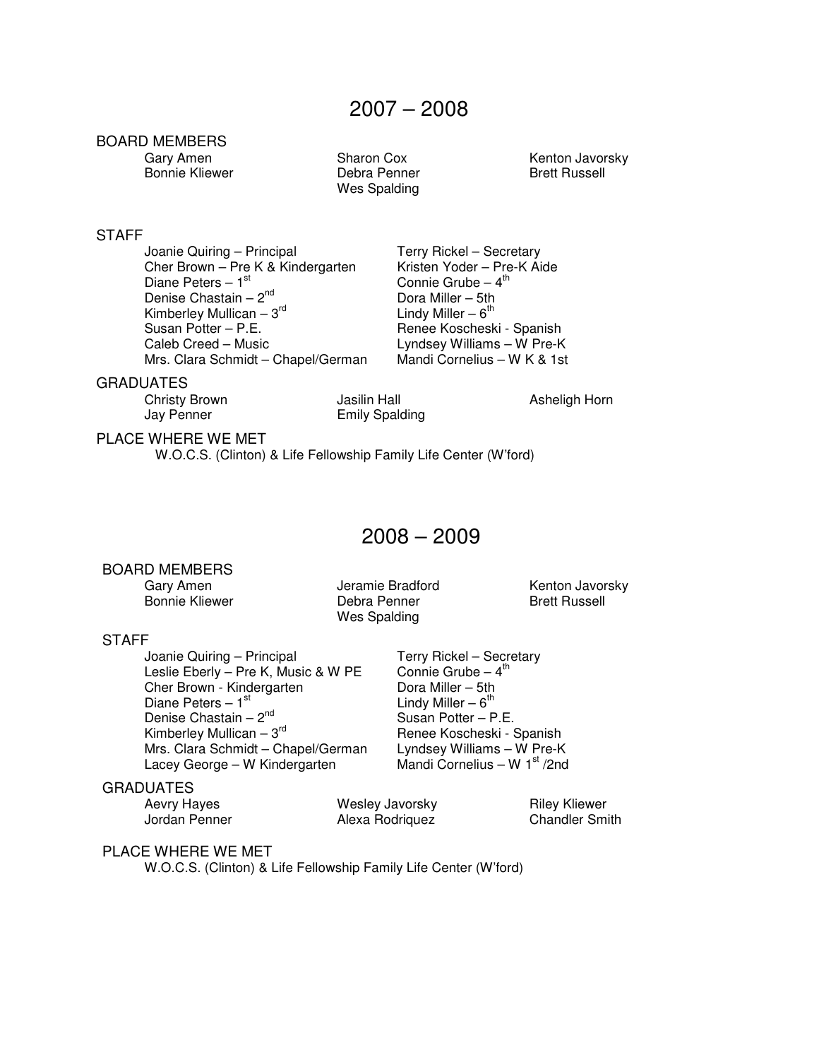# 2007 – 2008

## BOARD MEMBERS

Gary Amen
Bonnie Kliewer
Sharon Cox
Debra Penner
Wes Spalding
Kenton Javorsky
Brett Russell

## STAFF

Joanie Quiring – Principal
Cher Brown – Pre K & Kindergarten
Diane Peters – 1st
Denise Chastain – 2nd
Kimberley Mullican – 3rd
Susan Potter – P.E.
Caleb Creed – Music
Mrs. Clara Schmidt – Chapel/German
Terry Rickel – Secretary
Kristen Yoder – Pre-K Aide
Connie Grube – 4th
Dora Miller – 5th
Lindy Miller – 6th
Renee Koscheski - Spanish
Lyndsey Williams – W Pre-K
Mandi Cornelius – W K & 1st

## GRADUATES

Christy Brown
Jay Penner
Jasilin Hall
Emily Spalding
Asheligh Horn

## PLACE WHERE WE MET

W.O.C.S. (Clinton) & Life Fellowship Family Life Center (W'ford)

# 2008 – 2009

## BOARD MEMBERS

Gary Amen
Bonnie Kliewer
Jeramie Bradford
Debra Penner
Wes Spalding
Kenton Javorsky
Brett Russell

## STAFF

Joanie Quiring – Principal
Leslie Eberly – Pre K, Music & W PE
Cher Brown - Kindergarten
Diane Peters – 1st
Denise Chastain – 2nd
Kimberley Mullican – 3rd
Mrs. Clara Schmidt – Chapel/German
Lacey George – W Kindergarten
Terry Rickel – Secretary
Connie Grube – 4th
Dora Miller – 5th
Lindy Miller – 6th
Susan Potter – P.E.
Renee Koscheski - Spanish
Lyndsey Williams – W Pre-K
Mandi Cornelius – W 1st /2nd

## GRADUATES

Aevry Hayes
Jordan Penner
Wesley Javorsky
Alexa Rodriquez
Riley Kliewer
Chandler Smith

## PLACE WHERE WE MET

W.O.C.S. (Clinton) & Life Fellowship Family Life Center (W'ford)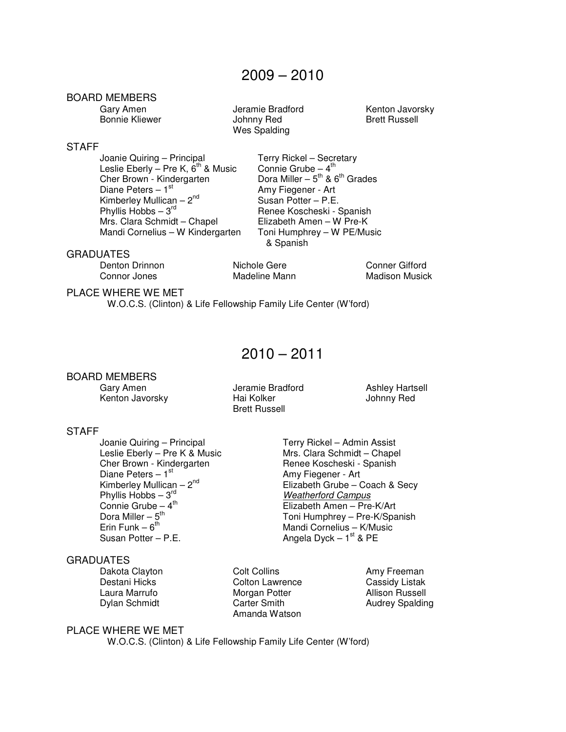# 2009 – 2010

## BOARD MEMBERS

Gary Amen
Jeramie Bradford
Kenton Javorsky
Bonnie Kliewer
Johnny Red
Brett Russell
Wes Spalding

## STAFF

Joanie Quiring – Principal
Leslie Eberly – Pre K, 6th & Music
Cher Brown - Kindergarten
Diane Peters – 1st
Kimberley Mullican – 2nd
Phyllis Hobbs – 3rd
Mrs. Clara Schmidt – Chapel
Mandi Cornelius – W Kindergarten
Terry Rickel – Secretary
Connie Grube – 4th
Dora Miller – 5th & 6th Grades
Amy Fiegener - Art
Susan Potter – P.E.
Renee Koscheski - Spanish
Elizabeth Amen – W Pre-K
Toni Humphrey – W PE/Music & Spanish

## GRADUATES

Denton Drinnon
Nichole Gere
Conner Gifford
Connor Jones
Madeline Mann
Madison Musick

## PLACE WHERE WE MET

W.O.C.S. (Clinton) & Life Fellowship Family Life Center (W'ford)

# 2010 – 2011

## BOARD MEMBERS

Gary Amen
Jeramie Bradford
Ashley Hartsell
Kenton Javorsky
Hai Kolker
Johnny Red
Brett Russell

## STAFF

Joanie Quiring – Principal
Leslie Eberly – Pre K & Music
Cher Brown - Kindergarten
Diane Peters – 1st
Kimberley Mullican – 2nd
Phyllis Hobbs – 3rd
Connie Grube – 4th
Dora Miller – 5th
Erin Funk – 6th
Susan Potter – P.E.
Terry Rickel – Admin Assist
Mrs. Clara Schmidt – Chapel
Renee Koscheski - Spanish
Amy Fiegener - Art
Elizabeth Grube – Coach & Secy

*Weatherford Campus*

Elizabeth Amen – Pre-K/Art
Toni Humphrey – Pre-K/Spanish
Mandi Cornelius – K/Music
Angela Dyck – 1st & PE

## GRADUATES

Dakota Clayton
Colt Collins
Amy Freeman
Destani Hicks
Colton Lawrence
Cassidy Listak
Laura Marrufo
Morgan Potter
Allison Russell
Dylan Schmidt
Carter Smith
Audrey Spalding
Amanda Watson

## PLACE WHERE WE MET

W.O.C.S. (Clinton) & Life Fellowship Family Life Center (W'ford)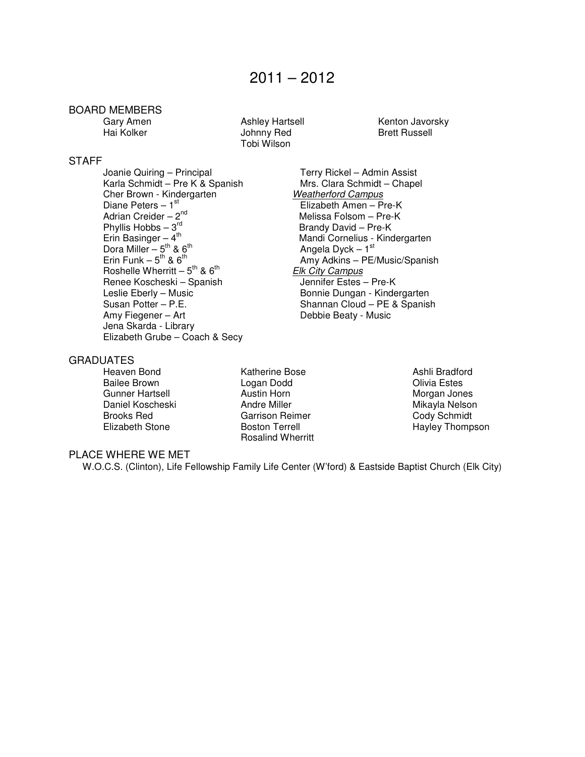# 2011 – 2012

## BOARD MEMBERS

- Gary Amen
- Ashley Hartsell
- Kenton Javorsky
- Hai Kolker
- Johnny Red
- Brett Russell
- Tobi Wilson

## STAFF

- Joanie Quiring – Principal
- Karla Schmidt – Pre K & Spanish
- Cher Brown - Kindergarten
- Diane Peters – 1st
- Adrian Creider – 2nd
- Phyllis Hobbs – 3rd
- Erin Basinger – 4th
- Dora Miller – 5th & 6th
- Erin Funk – 5th & 6th
- Roshelle Wherritt – 5th & 6th
- Renee Koscheski – Spanish
- Leslie Eberly – Music
- Susan Potter – P.E.
- Amy Fiegener – Art
- Jena Skarda - Library
- Elizabeth Grube – Coach & Secy
- Terry Rickel – Admin Assist
- Mrs. Clara Schmidt – Chapel

*Weatherford Campus*

- Elizabeth Amen – Pre-K
- Melissa Folsom – Pre-K
- Brandy David – Pre-K
- Mandi Cornelius - Kindergarten
- Angela Dyck – 1st
- Amy Adkins – PE/Music/Spanish

*Elk City Campus*

- Jennifer Estes – Pre-K
- Bonnie Dungan - Kindergarten
- Shannan Cloud – PE & Spanish
- Debbie Beaty - Music

## GRADUATES

- Heaven Bond
- Katherine Bose
- Ashli Bradford
- Bailee Brown
- Logan Dodd
- Olivia Estes
- Gunner Hartsell
- Austin Horn
- Morgan Jones
- Daniel Koscheski
- Andre Miller
- Mikayla Nelson
- Brooks Red
- Garrison Reimer
- Cody Schmidt
- Elizabeth Stone
- Boston Terrell
- Hayley Thompson
- Rosalind Wherritt

## PLACE WHERE WE MET

W.O.C.S. (Clinton), Life Fellowship Family Life Center (W'ford) & Eastside Baptist Church (Elk City)